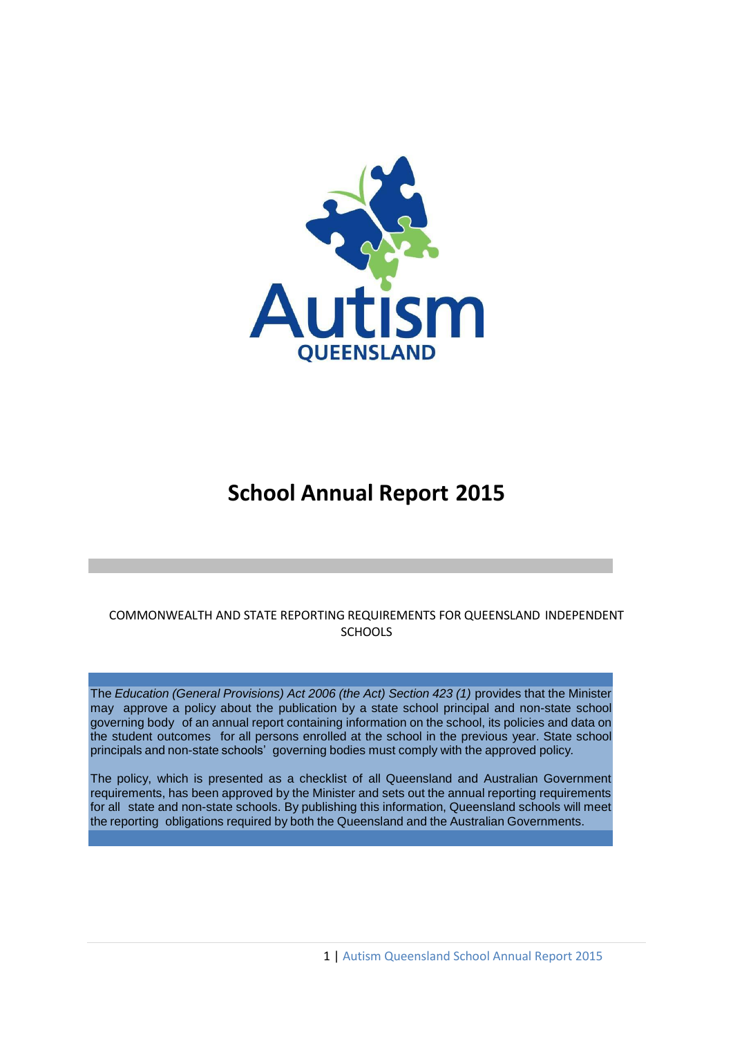Autism QUEENSLAND

# School Annual Report 2015

COMMONWEALTH AND STATE REPORTING REQUIREMENTS FOR QUEENSLAND INDEPENDENT SCHOOLS

The *Education (General Provisions) Act 2006 (the Act) Section 423 (1)* provides that the Minister may approve a policy about the publication by a state school principal and non-state school governing body of an annual report containing information on the school, its policies and data on the student outcomes for all persons enrolled at the school in the previous year. State school principals and non-state schools' governing bodies must comply with the approved policy.

The policy, which is presented as a checklist of all Queensland and Australian Government requirements, has been approved by the Minister and sets out the annual reporting requirements for all state and non-state schools. By publishing this information, Queensland schools will meet the reporting obligations required by both the Queensland and the Australian Governments.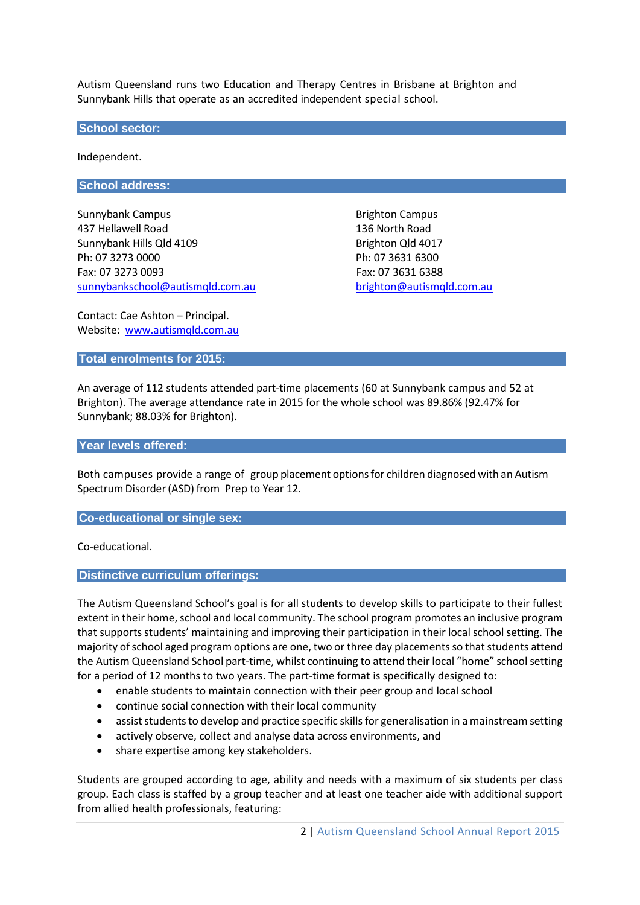Autism Queensland runs two Education and Therapy Centres in Brisbane at Brighton and Sunnybank Hills that operate as an accredited independent special school.

## School sector:

Independent.

## School address:

Sunnybank Campus
437 Hellawell Road
Sunnybank Hills Qld 4109
Ph: 07 3273 0000
Fax: 07 3273 0093
sunnybankschool@autismqld.com.au

Brighton Campus
136 North Road
Brighton Qld 4017
Ph: 07 3631 6300
Fax: 07 3631 6388
brighton@autismqld.com.au

Contact: Cae Ashton – Principal.
Website: www.autismqld.com.au

## Total enrolments for 2015:

An average of 112 students attended part-time placements (60 at Sunnybank campus and 52 at Brighton). The average attendance rate in 2015 for the whole school was 89.86% (92.47% for Sunnybank; 88.03% for Brighton).

## Year levels offered:

Both campuses provide a range of group placement options for children diagnosed with an Autism Spectrum Disorder (ASD) from Prep to Year 12.

## Co-educational or single sex:

Co-educational.

## Distinctive curriculum offerings:

The Autism Queensland School's goal is for all students to develop skills to participate to their fullest extent in their home, school and local community. The school program promotes an inclusive program that supports students' maintaining and improving their participation in their local school setting. The majority of school aged program options are one, two or three day placements so that students attend the Autism Queensland School part-time, whilst continuing to attend their local "home" school setting for a period of 12 months to two years. The part-time format is specifically designed to:

- enable students to maintain connection with their peer group and local school
- continue social connection with their local community
- assist students to develop and practice specific skills for generalisation in a mainstream setting
- actively observe, collect and analyse data across environments, and
- share expertise among key stakeholders.

Students are grouped according to age, ability and needs with a maximum of six students per class group. Each class is staffed by a group teacher and at least one teacher aide with additional support from allied health professionals, featuring: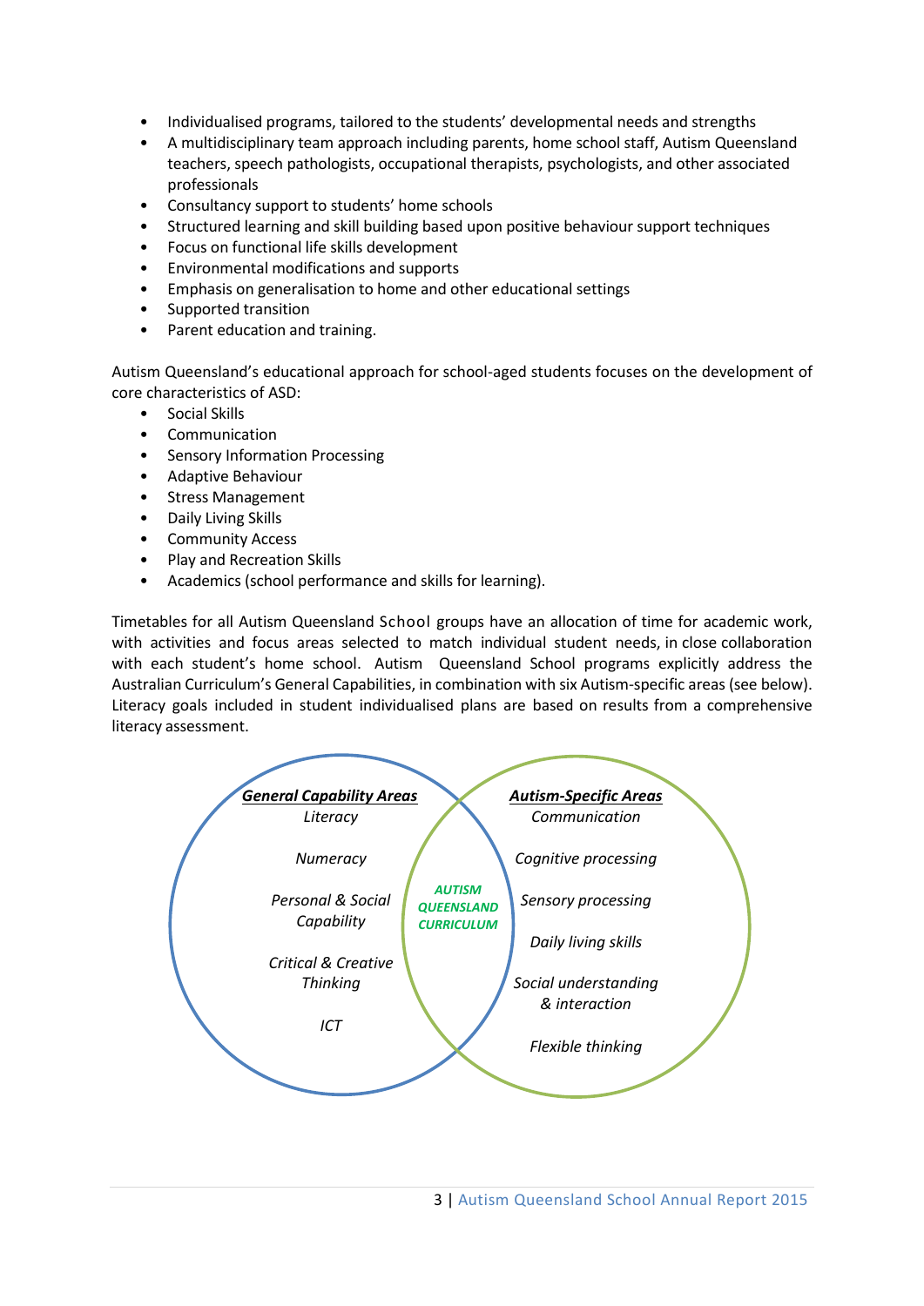- Individualised programs, tailored to the students' developmental needs and strengths
- A multidisciplinary team approach including parents, home school staff, Autism Queensland teachers, speech pathologists, occupational therapists, psychologists, and other associated professionals
- Consultancy support to students' home schools
- Structured learning and skill building based upon positive behaviour support techniques
- Focus on functional life skills development
- Environmental modifications and supports
- Emphasis on generalisation to home and other educational settings
- Supported transition
- Parent education and training.

Autism Queensland's educational approach for school-aged students focuses on the development of core characteristics of ASD:

- Social Skills
- Communication
- Sensory Information Processing
- Adaptive Behaviour
- Stress Management
- Daily Living Skills
- Community Access
- Play and Recreation Skills
- Academics (school performance and skills for learning).

Timetables for all Autism Queensland School groups have an allocation of time for academic work, with activities and focus areas selected to match individual student needs, in close collaboration with each student's home school. Autism Queensland School programs explicitly address the Australian Curriculum's General Capabilities, in combination with six Autism-specific areas (see below). Literacy goals included in student individualised plans are based on results from a comprehensive literacy assessment.

| ***General Capability Areas*** | ***AUTISM QUEENSLAND CURRICULUM*** | ***Autism-Specific Areas*** |
|---|---|---|
| *Literacy* | | *Communication* |
| *Numeracy* | | *Cognitive processing* |
| *Personal & Social Capability* | | *Sensory processing* |
| *Critical & Creative Thinking* | | *Daily living skills* |
| *ICT* | | *Social understanding & interaction* |
| | | *Flexible thinking* |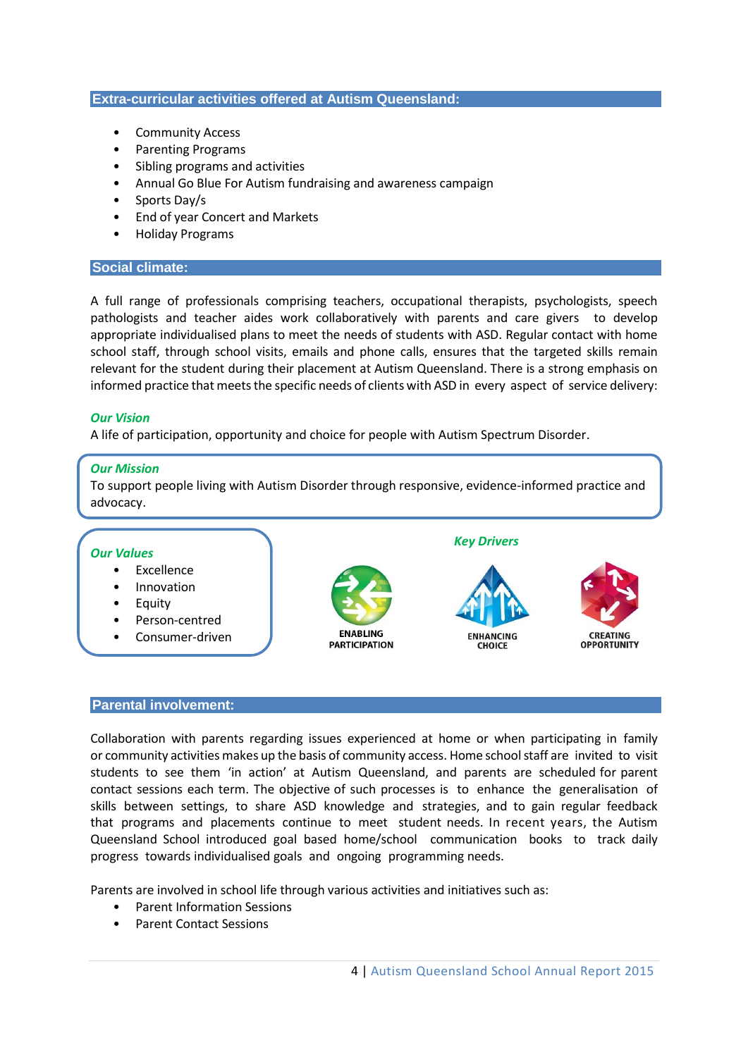## Extra-curricular activities offered at Autism Queensland:

- Community Access
- Parenting Programs
- Sibling programs and activities
- Annual Go Blue For Autism fundraising and awareness campaign
- Sports Day/s
- End of year Concert and Markets
- Holiday Programs

## Social climate:

A full range of professionals comprising teachers, occupational therapists, psychologists, speech pathologists and teacher aides work collaboratively with parents and care givers to develop appropriate individualised plans to meet the needs of students with ASD. Regular contact with home school staff, through school visits, emails and phone calls, ensures that the targeted skills remain relevant for the student during their placement at Autism Queensland. There is a strong emphasis on informed practice that meets the specific needs of clients with ASD in every aspect of service delivery:

***Our Vision***

A life of participation, opportunity and choice for people with Autism Spectrum Disorder.

***Our Mission***

To support people living with Autism Disorder through responsive, evidence-informed practice and advocacy.

***Our Values***

- Excellence
- Innovation
- Equity
- Person-centred
- Consumer-driven

***Key Drivers***

ENABLING PARTICIPATION

ENHANCING CHOICE

CREATING OPPORTUNITY

## Parental involvement:

Collaboration with parents regarding issues experienced at home or when participating in family or community activities makes up the basis of community access. Home school staff are invited to visit students to see them 'in action' at Autism Queensland, and parents are scheduled for parent contact sessions each term. The objective of such processes is to enhance the generalisation of skills between settings, to share ASD knowledge and strategies, and to gain regular feedback that programs and placements continue to meet student needs. In recent years, the Autism Queensland School introduced goal based home/school communication books to track daily progress towards individualised goals and ongoing programming needs.

Parents are involved in school life through various activities and initiatives such as:

- Parent Information Sessions
- Parent Contact Sessions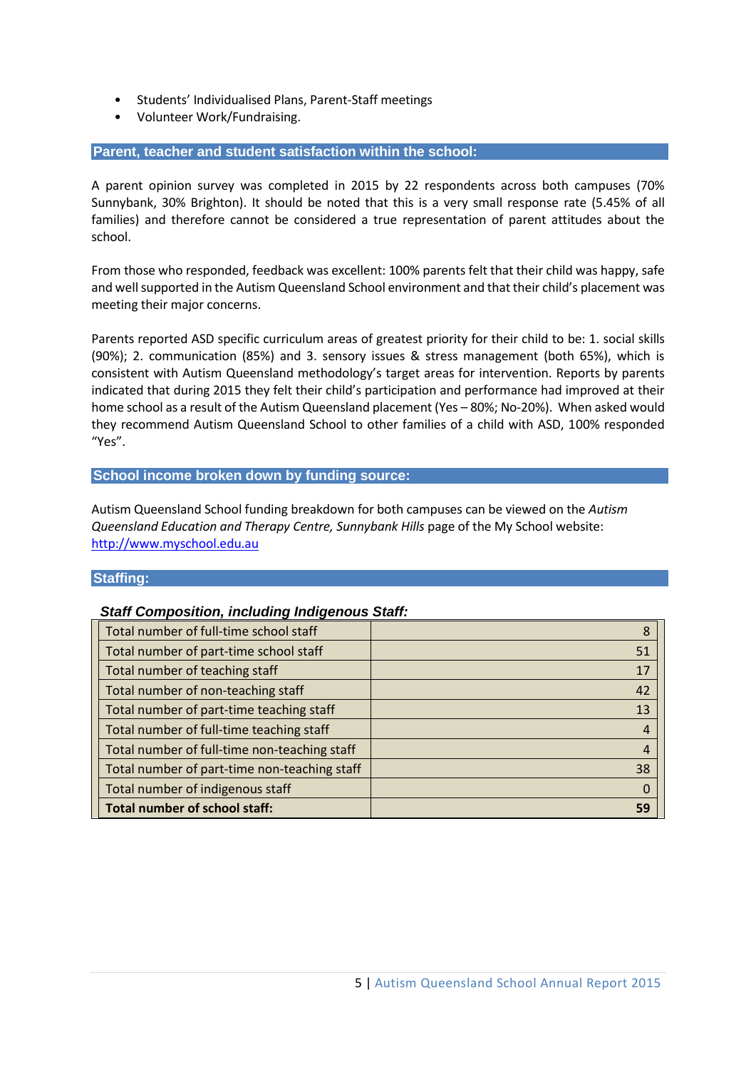- Students' Individualised Plans, Parent-Staff meetings
- Volunteer Work/Fundraising.

## Parent, teacher and student satisfaction within the school:

A parent opinion survey was completed in 2015 by 22 respondents across both campuses (70% Sunnybank, 30% Brighton). It should be noted that this is a very small response rate (5.45% of all families) and therefore cannot be considered a true representation of parent attitudes about the school.

From those who responded, feedback was excellent: 100% parents felt that their child was happy, safe and well supported in the Autism Queensland School environment and that their child's placement was meeting their major concerns.

Parents reported ASD specific curriculum areas of greatest priority for their child to be: 1. social skills (90%); 2. communication (85%) and 3. sensory issues & stress management (both 65%), which is consistent with Autism Queensland methodology's target areas for intervention. Reports by parents indicated that during 2015 they felt their child's participation and performance had improved at their home school as a result of the Autism Queensland placement (Yes – 80%; No-20%). When asked would they recommend Autism Queensland School to other families of a child with ASD, 100% responded "Yes".

## School income broken down by funding source:

Autism Queensland School funding breakdown for both campuses can be viewed on the *Autism Queensland Education and Therapy Centre, Sunnybank Hills* page of the My School website: [http://www.myschool.edu.au](http://www.myschool.edu.au)

## Staffing:

### *Staff Composition, including Indigenous Staff:*

| | |
|---|---|
| Total number of full-time school staff | 8 |
| Total number of part-time school staff | 51 |
| Total number of teaching staff | 17 |
| Total number of non-teaching staff | 42 |
| Total number of part-time teaching staff | 13 |
| Total number of full-time teaching staff | 4 |
| Total number of full-time non-teaching staff | 4 |
| Total number of part-time non-teaching staff | 38 |
| Total number of indigenous staff | 0 |
| **Total number of school staff:** | **59** |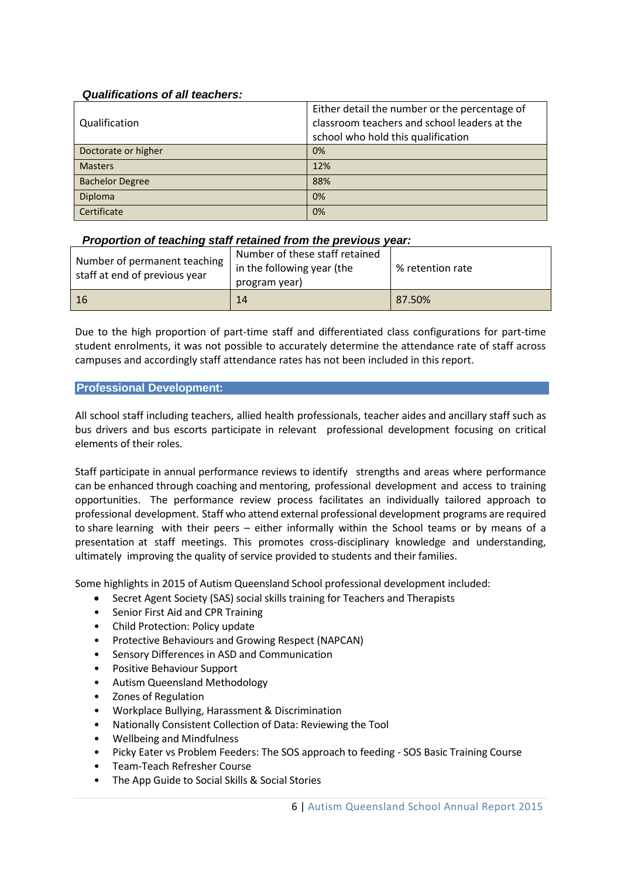### *Qualifications of all teachers:*

| Qualification | Either detail the number or the percentage of classroom teachers and school leaders at the school who hold this qualification |
|---|---|
| Doctorate or higher | 0% |
| Masters | 12% |
| Bachelor Degree | 88% |
| Diploma | 0% |
| Certificate | 0% |

### *Proportion of teaching staff retained from the previous year:*

| Number of permanent teaching staff at end of previous year | Number of these staff retained in the following year (the program year) | % retention rate |
|---|---|---|
| 16 | 14 | 87.50% |

Due to the high proportion of part-time staff and differentiated class configurations for part-time student enrolments, it was not possible to accurately determine the attendance rate of staff across campuses and accordingly staff attendance rates has not been included in this report.

## Professional Development:

All school staff including teachers, allied health professionals, teacher aides and ancillary staff such as bus drivers and bus escorts participate in relevant professional development focusing on critical elements of their roles.

Staff participate in annual performance reviews to identify strengths and areas where performance can be enhanced through coaching and mentoring, professional development and access to training opportunities. The performance review process facilitates an individually tailored approach to professional development. Staff who attend external professional development programs are required to share learning with their peers – either informally within the School teams or by means of a presentation at staff meetings. This promotes cross-disciplinary knowledge and understanding, ultimately improving the quality of service provided to students and their families.

Some highlights in 2015 of Autism Queensland School professional development included:

- Secret Agent Society (SAS) social skills training for Teachers and Therapists
- Senior First Aid and CPR Training
- Child Protection: Policy update
- Protective Behaviours and Growing Respect (NAPCAN)
- Sensory Differences in ASD and Communication
- Positive Behaviour Support
- Autism Queensland Methodology
- Zones of Regulation
- Workplace Bullying, Harassment & Discrimination
- Nationally Consistent Collection of Data: Reviewing the Tool
- Wellbeing and Mindfulness
- Picky Eater vs Problem Feeders: The SOS approach to feeding - SOS Basic Training Course
- Team-Teach Refresher Course
- The App Guide to Social Skills & Social Stories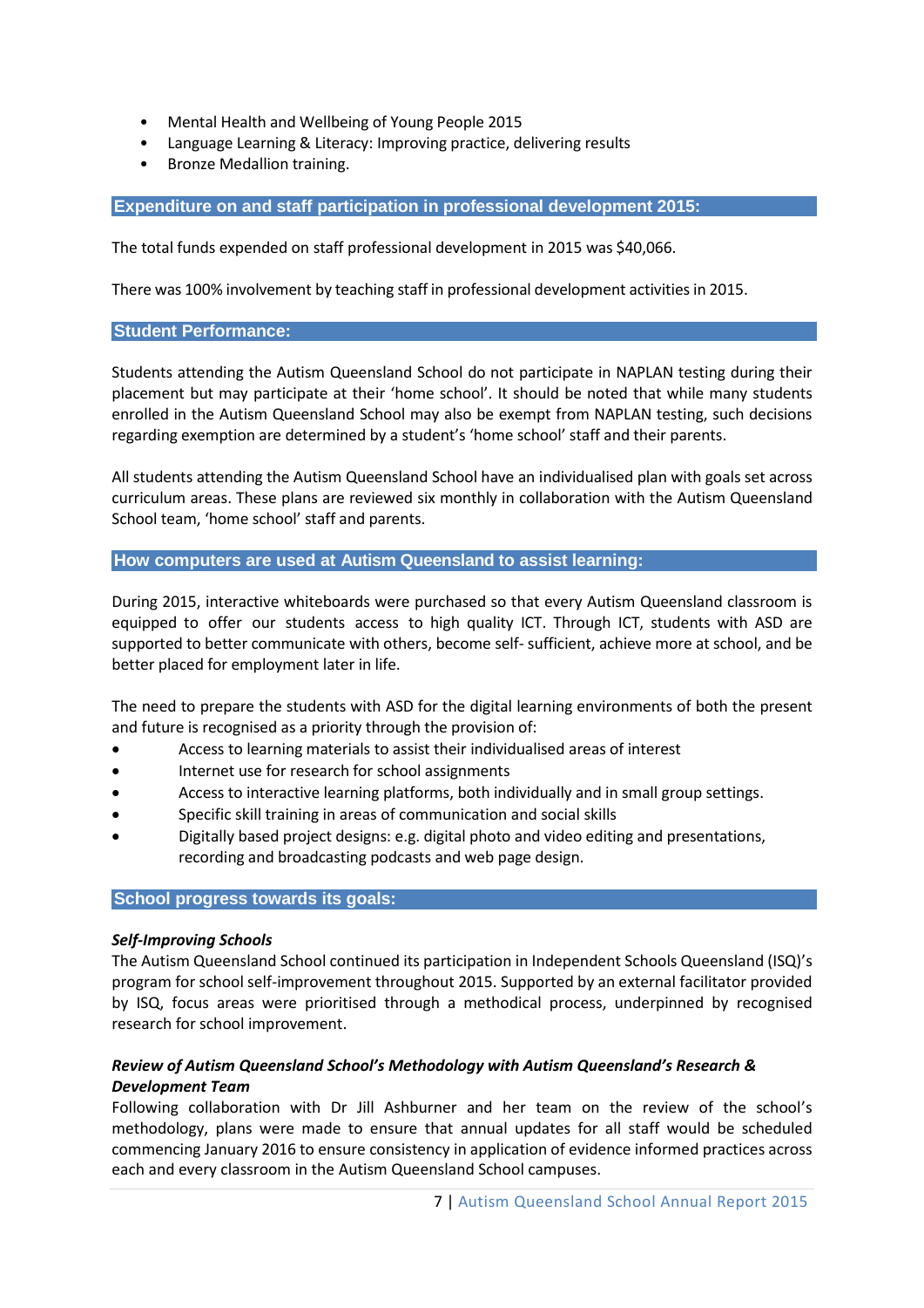- Mental Health and Wellbeing of Young People 2015
- Language Learning & Literacy: Improving practice, delivering results
- Bronze Medallion training.

## Expenditure on and staff participation in professional development 2015:

The total funds expended on staff professional development in 2015 was $40,066.

There was 100% involvement by teaching staff in professional development activities in 2015.

## Student Performance:

Students attending the Autism Queensland School do not participate in NAPLAN testing during their placement but may participate at their 'home school'. It should be noted that while many students enrolled in the Autism Queensland School may also be exempt from NAPLAN testing, such decisions regarding exemption are determined by a student's 'home school' staff and their parents.

All students attending the Autism Queensland School have an individualised plan with goals set across curriculum areas. These plans are reviewed six monthly in collaboration with the Autism Queensland School team, 'home school' staff and parents.

## How computers are used at Autism Queensland to assist learning:

During 2015, interactive whiteboards were purchased so that every Autism Queensland classroom is equipped to offer our students access to high quality ICT. Through ICT, students with ASD are supported to better communicate with others, become self- sufficient, achieve more at school, and be better placed for employment later in life.

The need to prepare the students with ASD for the digital learning environments of both the present and future is recognised as a priority through the provision of:

- Access to learning materials to assist their individualised areas of interest
- Internet use for research for school assignments
- Access to interactive learning platforms, both individually and in small group settings.
- Specific skill training in areas of communication and social skills
- Digitally based project designs: e.g. digital photo and video editing and presentations, recording and broadcasting podcasts and web page design.

## School progress towards its goals:

***Self-Improving Schools***

The Autism Queensland School continued its participation in Independent Schools Queensland (ISQ)'s program for school self-improvement throughout 2015. Supported by an external facilitator provided by ISQ, focus areas were prioritised through a methodical process, underpinned by recognised research for school improvement.

***Review of Autism Queensland School's Methodology with Autism Queensland's Research & Development Team***

Following collaboration with Dr Jill Ashburner and her team on the review of the school's methodology, plans were made to ensure that annual updates for all staff would be scheduled commencing January 2016 to ensure consistency in application of evidence informed practices across each and every classroom in the Autism Queensland School campuses.